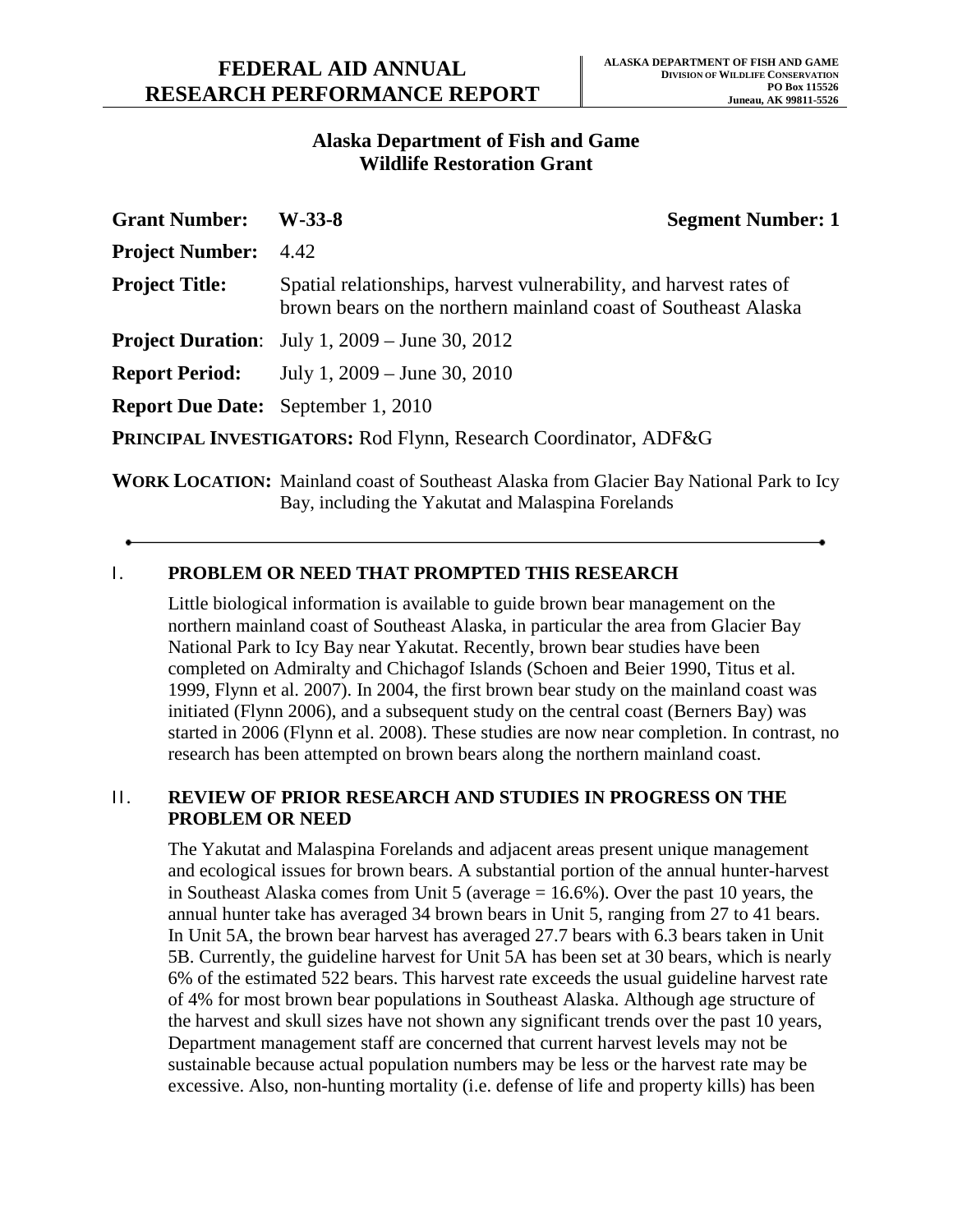# FEDERAL AID ANNUAL RESEARCH PERFORMANCE REPORT

**ALASKA DEPARTMENT OF FISH AND GAME**
**DIVISION OF WILDLIFE CONSERVATION**
**PO Box 115526**
**Juneau, AK 99811-5526**

**Alaska Department of Fish and Game**
**Wildlife Restoration Grant**

**Grant Number:** **W-33-8** **Segment Number: 1**

**Project Number:** 4.42

**Project Title:** Spatial relationships, harvest vulnerability, and harvest rates of brown bears on the northern mainland coast of Southeast Alaska

**Project Duration**: July 1, 2009 – June 30, 2012

**Report Period:** July 1, 2009 – June 30, 2010

**Report Due Date:** September 1, 2010

**PRINCIPAL INVESTIGATORS:** Rod Flynn, Research Coordinator, ADF&G

**WORK LOCATION:** Mainland coast of Southeast Alaska from Glacier Bay National Park to Icy Bay, including the Yakutat and Malaspina Forelands

---

## I. PROBLEM OR NEED THAT PROMPTED THIS RESEARCH

Little biological information is available to guide brown bear management on the northern mainland coast of Southeast Alaska, in particular the area from Glacier Bay National Park to Icy Bay near Yakutat. Recently, brown bear studies have been completed on Admiralty and Chichagof Islands (Schoen and Beier 1990, Titus et al. 1999, Flynn et al. 2007). In 2004, the first brown bear study on the mainland coast was initiated (Flynn 2006), and a subsequent study on the central coast (Berners Bay) was started in 2006 (Flynn et al. 2008). These studies are now near completion. In contrast, no research has been attempted on brown bears along the northern mainland coast.

## II. REVIEW OF PRIOR RESEARCH AND STUDIES IN PROGRESS ON THE PROBLEM OR NEED

The Yakutat and Malaspina Forelands and adjacent areas present unique management and ecological issues for brown bears. A substantial portion of the annual hunter-harvest in Southeast Alaska comes from Unit 5 (average = 16.6%). Over the past 10 years, the annual hunter take has averaged 34 brown bears in Unit 5, ranging from 27 to 41 bears. In Unit 5A, the brown bear harvest has averaged 27.7 bears with 6.3 bears taken in Unit 5B. Currently, the guideline harvest for Unit 5A has been set at 30 bears, which is nearly 6% of the estimated 522 bears. This harvest rate exceeds the usual guideline harvest rate of 4% for most brown bear populations in Southeast Alaska. Although age structure of the harvest and skull sizes have not shown any significant trends over the past 10 years, Department management staff are concerned that current harvest levels may not be sustainable because actual population numbers may be less or the harvest rate may be excessive. Also, non-hunting mortality (i.e. defense of life and property kills) has been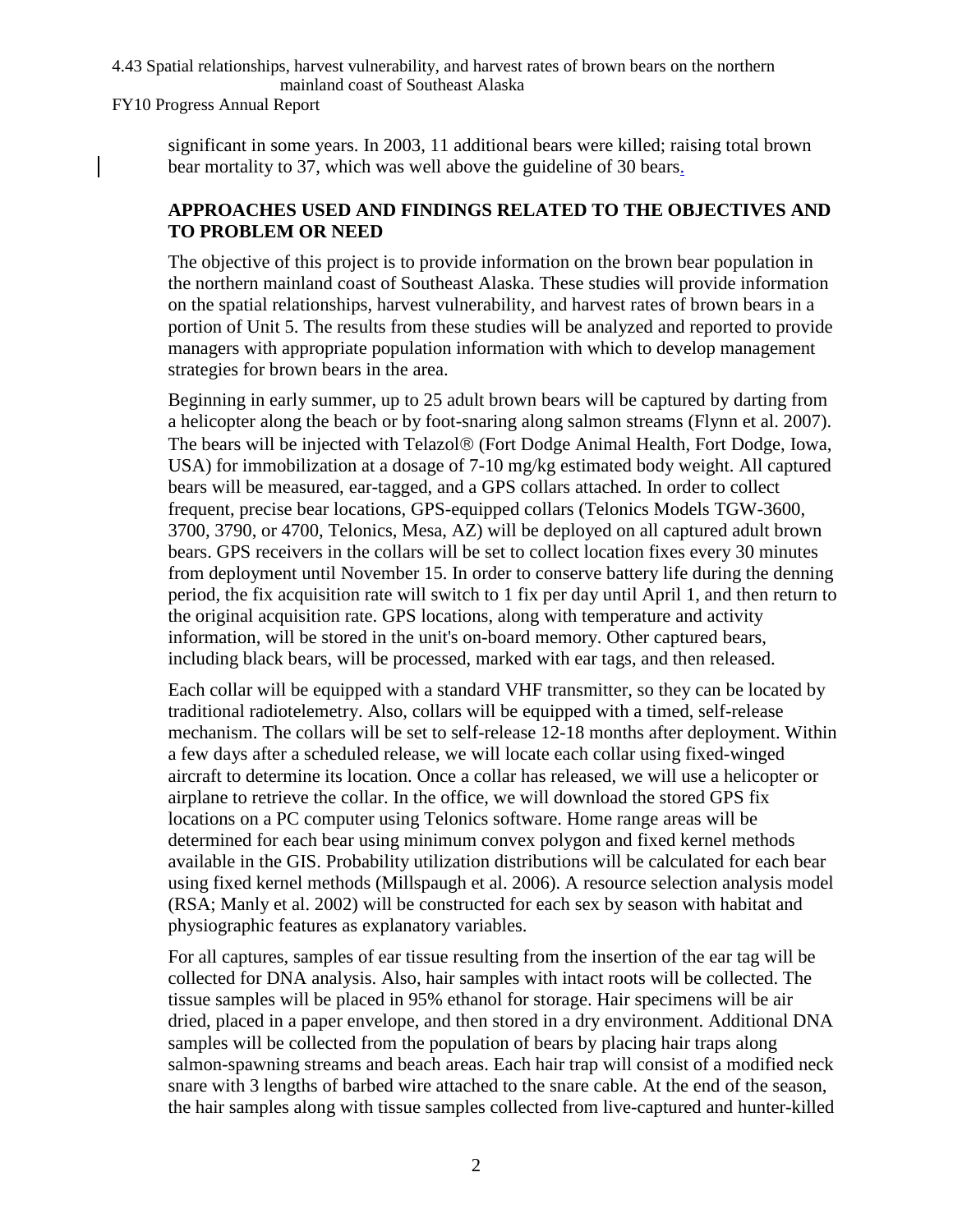significant in some years. In 2003, 11 additional bears were killed; raising total brown bear mortality to 37, which was well above the guideline of 30 bears.

## APPROACHES USED AND FINDINGS RELATED TO THE OBJECTIVES AND TO PROBLEM OR NEED

The objective of this project is to provide information on the brown bear population in the northern mainland coast of Southeast Alaska. These studies will provide information on the spatial relationships, harvest vulnerability, and harvest rates of brown bears in a portion of Unit 5. The results from these studies will be analyzed and reported to provide managers with appropriate population information with which to develop management strategies for brown bears in the area.

Beginning in early summer, up to 25 adult brown bears will be captured by darting from a helicopter along the beach or by foot-snaring along salmon streams (Flynn et al. 2007). The bears will be injected with Telazol® (Fort Dodge Animal Health, Fort Dodge, Iowa, USA) for immobilization at a dosage of 7-10 mg/kg estimated body weight. All captured bears will be measured, ear-tagged, and a GPS collars attached. In order to collect frequent, precise bear locations, GPS-equipped collars (Telonics Models TGW-3600, 3700, 3790, or 4700, Telonics, Mesa, AZ) will be deployed on all captured adult brown bears. GPS receivers in the collars will be set to collect location fixes every 30 minutes from deployment until November 15. In order to conserve battery life during the denning period, the fix acquisition rate will switch to 1 fix per day until April 1, and then return to the original acquisition rate. GPS locations, along with temperature and activity information, will be stored in the unit's on-board memory. Other captured bears, including black bears, will be processed, marked with ear tags, and then released.

Each collar will be equipped with a standard VHF transmitter, so they can be located by traditional radiotelemetry. Also, collars will be equipped with a timed, self-release mechanism. The collars will be set to self-release 12-18 months after deployment. Within a few days after a scheduled release, we will locate each collar using fixed-winged aircraft to determine its location. Once a collar has released, we will use a helicopter or airplane to retrieve the collar. In the office, we will download the stored GPS fix locations on a PC computer using Telonics software. Home range areas will be determined for each bear using minimum convex polygon and fixed kernel methods available in the GIS. Probability utilization distributions will be calculated for each bear using fixed kernel methods (Millspaugh et al. 2006). A resource selection analysis model (RSA; Manly et al. 2002) will be constructed for each sex by season with habitat and physiographic features as explanatory variables.

For all captures, samples of ear tissue resulting from the insertion of the ear tag will be collected for DNA analysis. Also, hair samples with intact roots will be collected. The tissue samples will be placed in 95% ethanol for storage. Hair specimens will be air dried, placed in a paper envelope, and then stored in a dry environment. Additional DNA samples will be collected from the population of bears by placing hair traps along salmon-spawning streams and beach areas. Each hair trap will consist of a modified neck snare with 3 lengths of barbed wire attached to the snare cable. At the end of the season, the hair samples along with tissue samples collected from live-captured and hunter-killed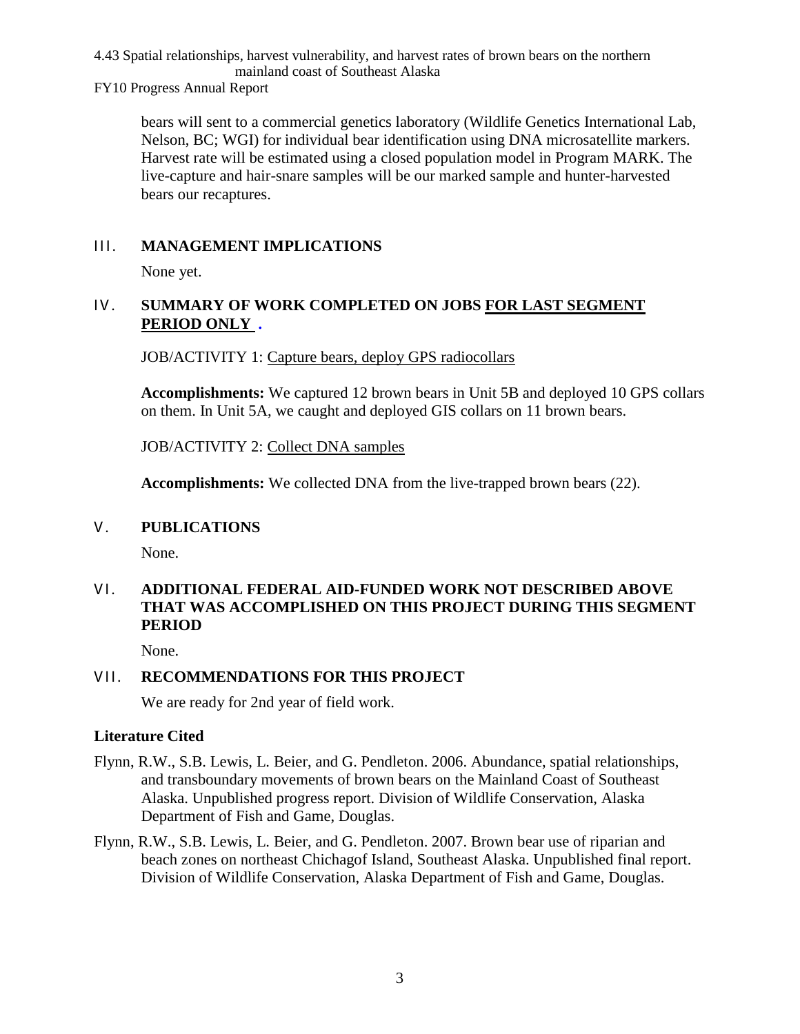bears will sent to a commercial genetics laboratory (Wildlife Genetics International Lab, Nelson, BC; WGI) for individual bear identification using DNA microsatellite markers. Harvest rate will be estimated using a closed population model in Program MARK. The live-capture and hair-snare samples will be our marked sample and hunter-harvested bears our recaptures.

## III. MANAGEMENT IMPLICATIONS

None yet.

## IV. SUMMARY OF WORK COMPLETED ON JOBS FOR LAST SEGMENT PERIOD ONLY .

JOB/ACTIVITY 1: Capture bears, deploy GPS radiocollars

**Accomplishments:** We captured 12 brown bears in Unit 5B and deployed 10 GPS collars on them. In Unit 5A, we caught and deployed GIS collars on 11 brown bears.

JOB/ACTIVITY 2: Collect DNA samples

**Accomplishments:** We collected DNA from the live-trapped brown bears (22).

## V. PUBLICATIONS

None.

## VI. ADDITIONAL FEDERAL AID-FUNDED WORK NOT DESCRIBED ABOVE THAT WAS ACCOMPLISHED ON THIS PROJECT DURING THIS SEGMENT PERIOD

None.

## VII. RECOMMENDATIONS FOR THIS PROJECT

We are ready for 2nd year of field work.

### Literature Cited

Flynn, R.W., S.B. Lewis, L. Beier, and G. Pendleton. 2006. Abundance, spatial relationships, and transboundary movements of brown bears on the Mainland Coast of Southeast Alaska. Unpublished progress report. Division of Wildlife Conservation, Alaska Department of Fish and Game, Douglas.

Flynn, R.W., S.B. Lewis, L. Beier, and G. Pendleton. 2007. Brown bear use of riparian and beach zones on northeast Chichagof Island, Southeast Alaska. Unpublished final report. Division of Wildlife Conservation, Alaska Department of Fish and Game, Douglas.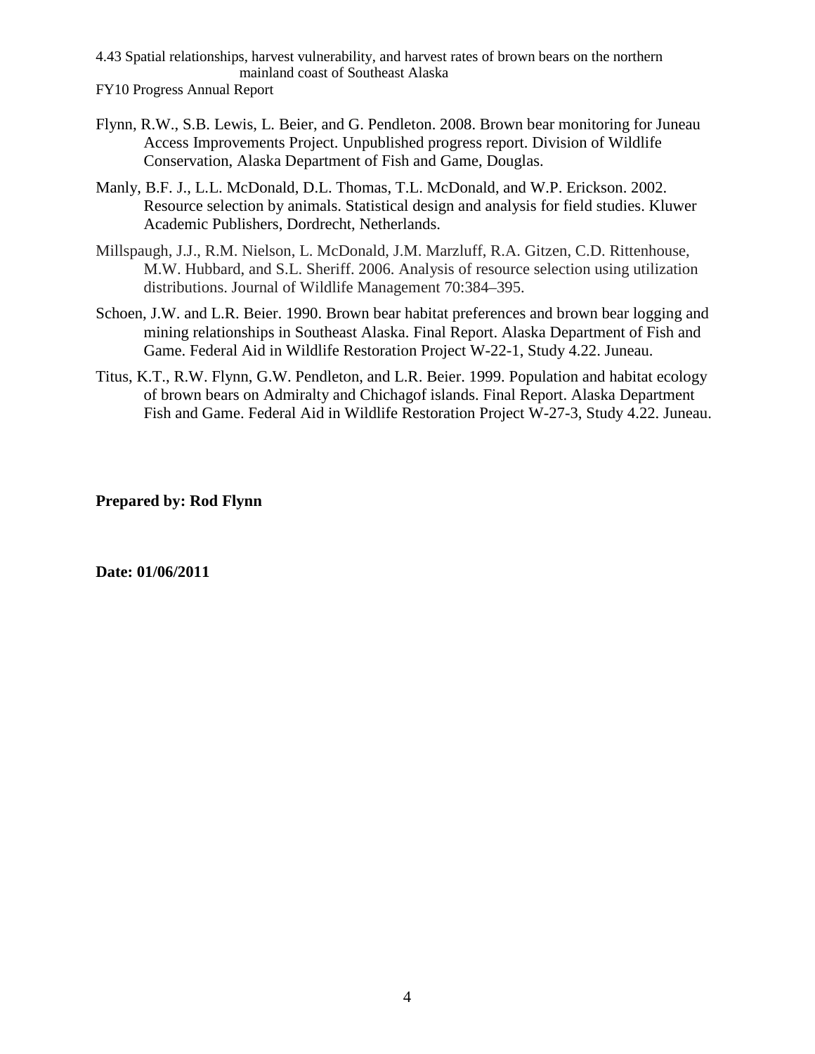Flynn, R.W., S.B. Lewis, L. Beier, and G. Pendleton. 2008. Brown bear monitoring for Juneau Access Improvements Project. Unpublished progress report. Division of Wildlife Conservation, Alaska Department of Fish and Game, Douglas.

Manly, B.F. J., L.L. McDonald, D.L. Thomas, T.L. McDonald, and W.P. Erickson. 2002. Resource selection by animals. Statistical design and analysis for field studies. Kluwer Academic Publishers, Dordrecht, Netherlands.

Millspaugh, J.J., R.M. Nielson, L. McDonald, J.M. Marzluff, R.A. Gitzen, C.D. Rittenhouse, M.W. Hubbard, and S.L. Sheriff. 2006. Analysis of resource selection using utilization distributions. Journal of Wildlife Management 70:384–395.

Schoen, J.W. and L.R. Beier. 1990. Brown bear habitat preferences and brown bear logging and mining relationships in Southeast Alaska. Final Report. Alaska Department of Fish and Game. Federal Aid in Wildlife Restoration Project W-22-1, Study 4.22. Juneau.

Titus, K.T., R.W. Flynn, G.W. Pendleton, and L.R. Beier. 1999. Population and habitat ecology of brown bears on Admiralty and Chichagof islands. Final Report. Alaska Department Fish and Game. Federal Aid in Wildlife Restoration Project W-27-3, Study 4.22. Juneau.

**Prepared by: Rod Flynn**

**Date: 01/06/2011**